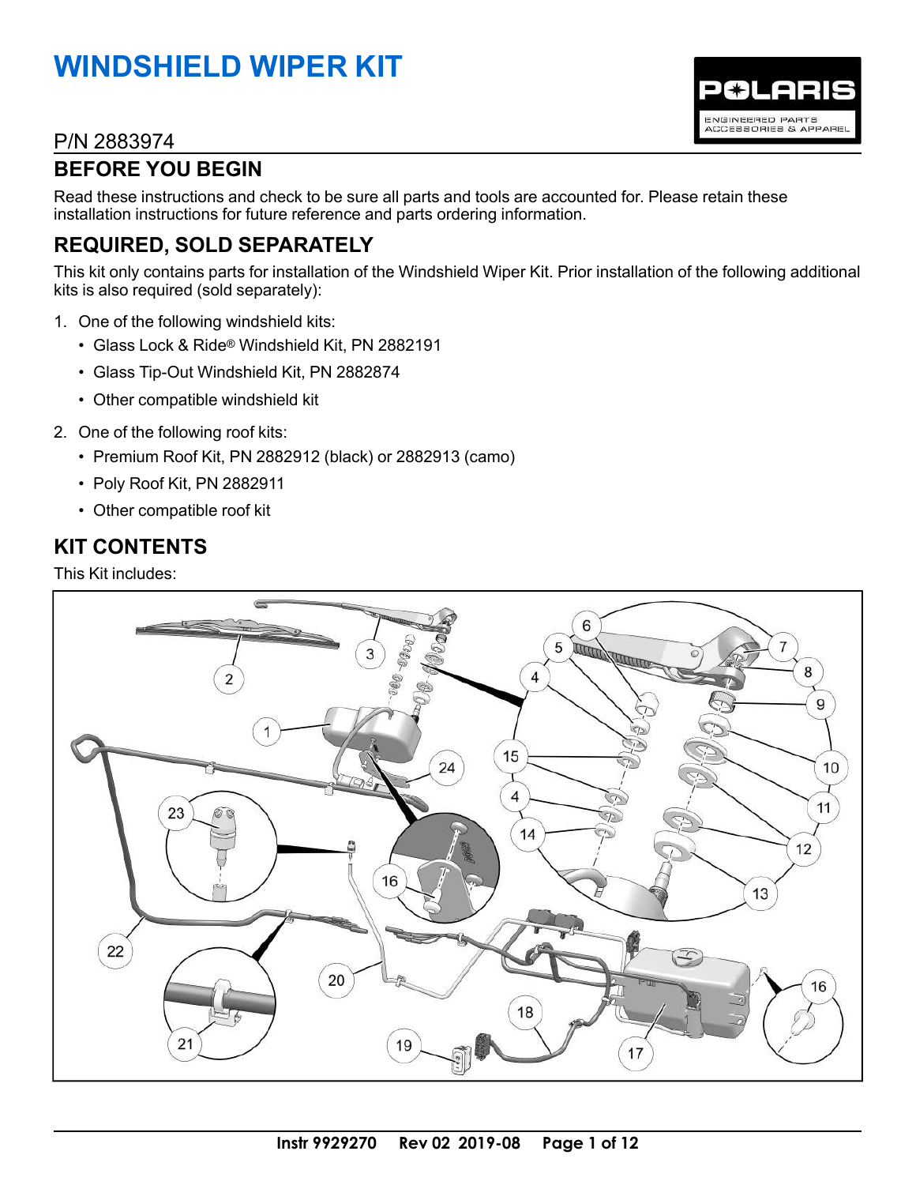# WINDSHIELD WIPER KIT

P/N 2883974

## BEFORE YOU BEGIN

Read these instructions and check to be sure all parts and tools are accounted for. Please retain these installation instructions for future reference and parts ordering information.

## REQUIRED, SOLD SEPARATELY

This kit only contains parts for installation of the Windshield Wiper Kit. Prior installation of the following additional kits is also required (sold separately):

1. One of the following windshield kits:
   - Glass Lock & Ride® Windshield Kit, PN 2882191
   - Glass Tip-Out Windshield Kit, PN 2882874
   - Other compatible windshield kit
2. One of the following roof kits:
   - Premium Roof Kit, PN 2882912 (black) or 2882913 (camo)
   - Poly Roof Kit, PN 2882911
   - Other compatible roof kit

## KIT CONTENTS

This Kit includes: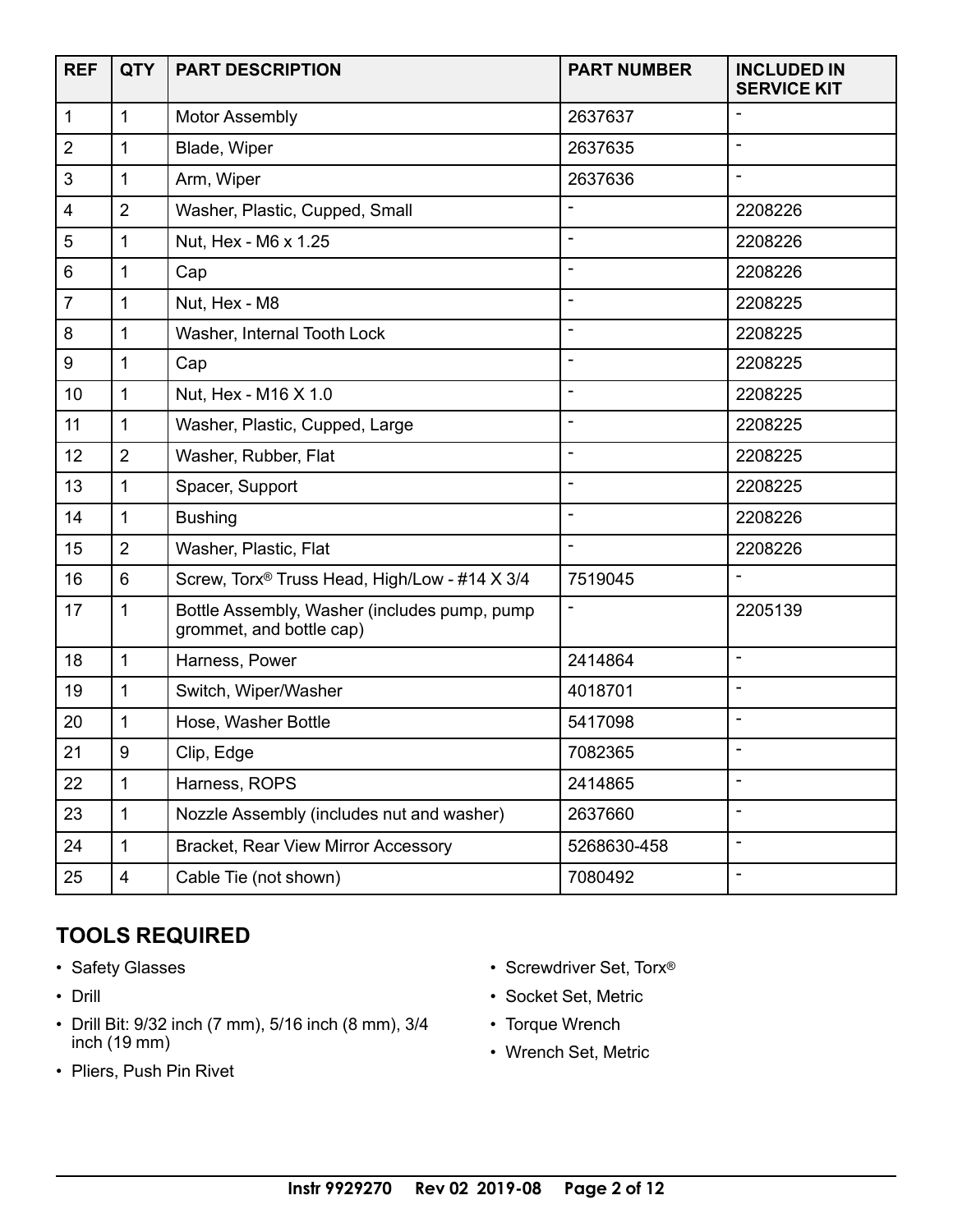| REF | QTY | PART DESCRIPTION | PART NUMBER | INCLUDED IN SERVICE KIT |
|---|---|---|---|---|
| 1 | 1 | Motor Assembly | 2637637 | - |
| 2 | 1 | Blade, Wiper | 2637635 | - |
| 3 | 1 | Arm, Wiper | 2637636 | - |
| 4 | 2 | Washer, Plastic, Cupped, Small | - | 2208226 |
| 5 | 1 | Nut, Hex - M6 x 1.25 | - | 2208226 |
| 6 | 1 | Cap | - | 2208226 |
| 7 | 1 | Nut, Hex - M8 | - | 2208225 |
| 8 | 1 | Washer, Internal Tooth Lock | - | 2208225 |
| 9 | 1 | Cap | - | 2208225 |
| 10 | 1 | Nut, Hex - M16 X 1.0 | - | 2208225 |
| 11 | 1 | Washer, Plastic, Cupped, Large | - | 2208225 |
| 12 | 2 | Washer, Rubber, Flat | - | 2208225 |
| 13 | 1 | Spacer, Support | - | 2208225 |
| 14 | 1 | Bushing | - | 2208226 |
| 15 | 2 | Washer, Plastic, Flat | - | 2208226 |
| 16 | 6 | Screw, Torx® Truss Head, High/Low - #14 X 3/4 | 7519045 | - |
| 17 | 1 | Bottle Assembly, Washer (includes pump, pump grommet, and bottle cap) | - | 2205139 |
| 18 | 1 | Harness, Power | 2414864 | - |
| 19 | 1 | Switch, Wiper/Washer | 4018701 | - |
| 20 | 1 | Hose, Washer Bottle | 5417098 | - |
| 21 | 9 | Clip, Edge | 7082365 | - |
| 22 | 1 | Harness, ROPS | 2414865 | - |
| 23 | 1 | Nozzle Assembly (includes nut and washer) | 2637660 | - |
| 24 | 1 | Bracket, Rear View Mirror Accessory | 5268630-458 | - |
| 25 | 4 | Cable Tie (not shown) | 7080492 | - |

## TOOLS REQUIRED

- Safety Glasses
- Drill
- Drill Bit: 9/32 inch (7 mm), 5/16 inch (8 mm), 3/4 inch (19 mm)
- Pliers, Push Pin Rivet
- Screwdriver Set, Torx®
- Socket Set, Metric
- Torque Wrench
- Wrench Set, Metric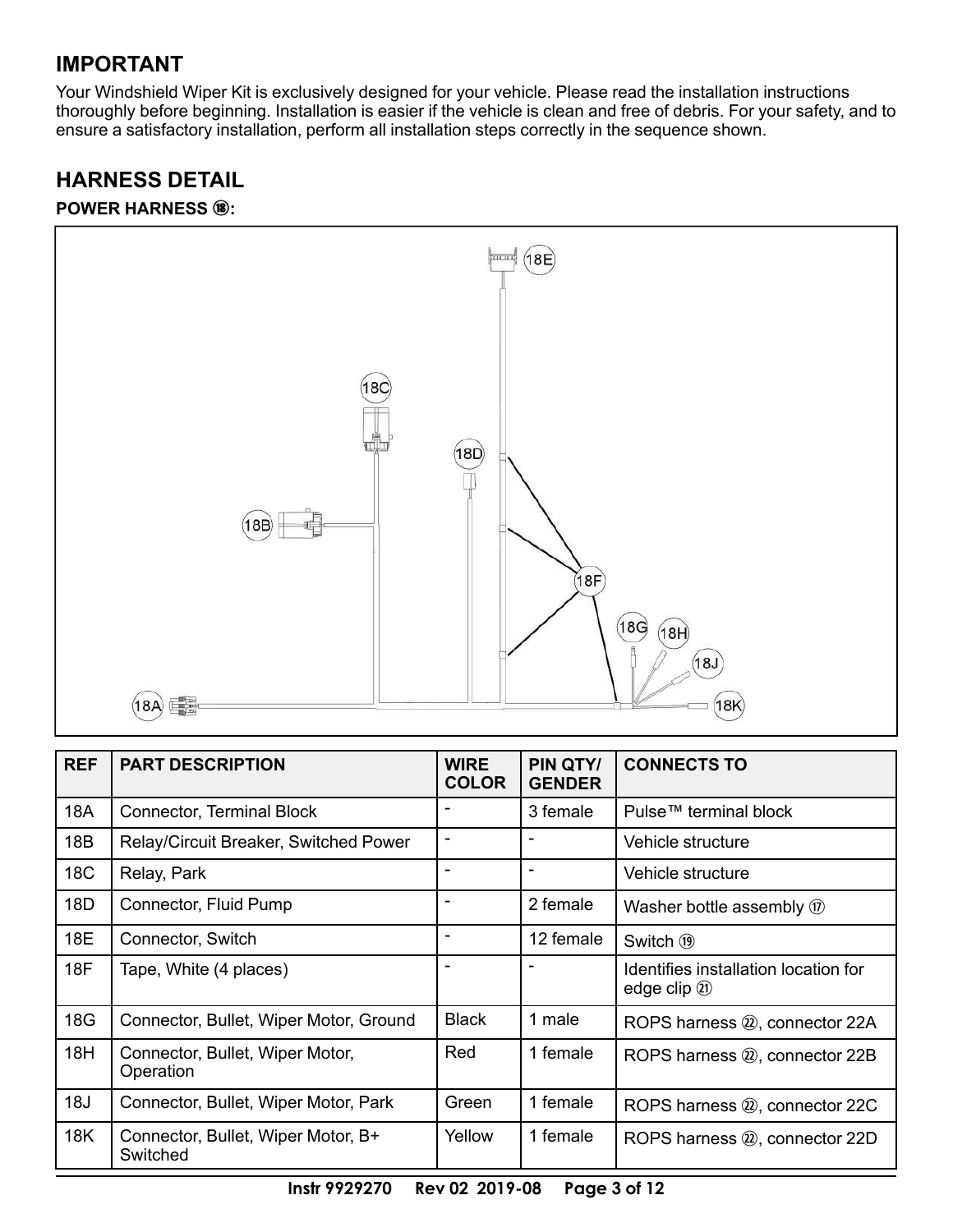## IMPORTANT

Your Windshield Wiper Kit is exclusively designed for your vehicle. Please read the installation instructions thoroughly before beginning. Installation is easier if the vehicle is clean and free of debris. For your safety, and to ensure a satisfactory installation, perform all installation steps correctly in the sequence shown.

## HARNESS DETAIL

**POWER HARNESS ⑱:**

| REF | PART DESCRIPTION | WIRE COLOR | PIN QTY/ GENDER | CONNECTS TO |
|---|---|---|---|---|
| 18A | Connector, Terminal Block | - | 3 female | Pulse™ terminal block |
| 18B | Relay/Circuit Breaker, Switched Power | - | - | Vehicle structure |
| 18C | Relay, Park | - | - | Vehicle structure |
| 18D | Connector, Fluid Pump | - | 2 female | Washer bottle assembly ⑰ |
| 18E | Connector, Switch | - | 12 female | Switch ⑲ |
| 18F | Tape, White (4 places) | - | - | Identifies installation location for edge clip ㉑ |
| 18G | Connector, Bullet, Wiper Motor, Ground | Black | 1 male | ROPS harness ㉒, connector 22A |
| 18H | Connector, Bullet, Wiper Motor, Operation | Red | 1 female | ROPS harness ㉒, connector 22B |
| 18J | Connector, Bullet, Wiper Motor, Park | Green | 1 female | ROPS harness ㉒, connector 22C |
| 18K | Connector, Bullet, Wiper Motor, B+ Switched | Yellow | 1 female | ROPS harness ㉒, connector 22D |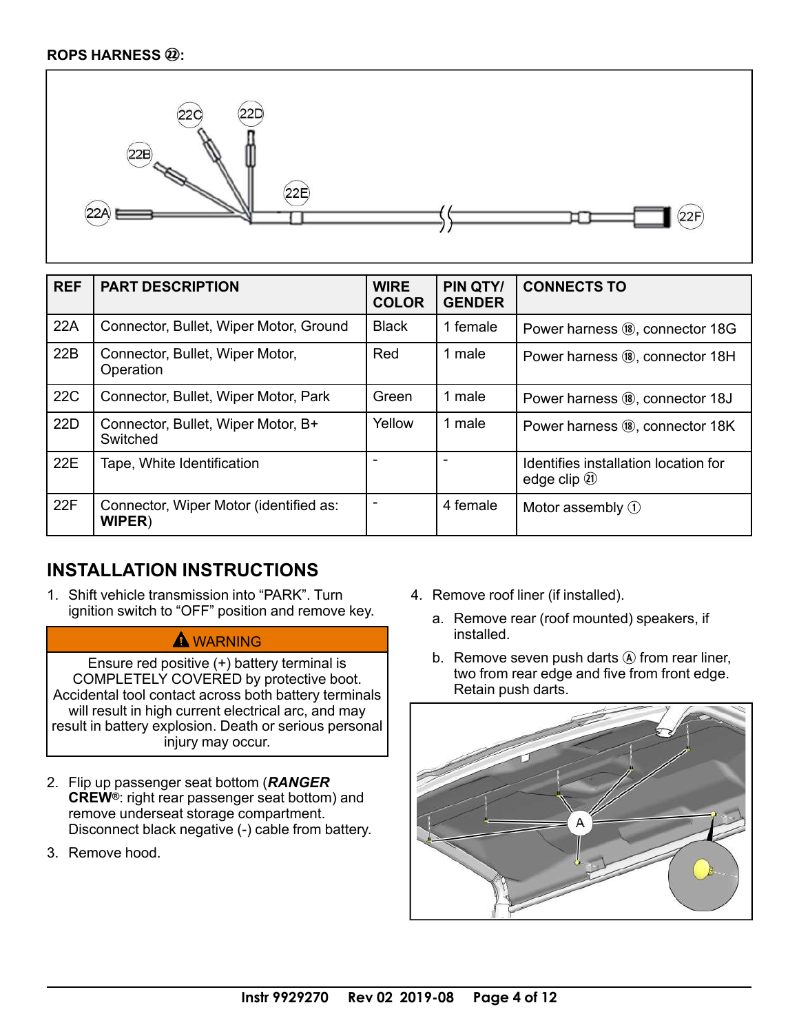**ROPS HARNESS ㉒:**

| REF | PART DESCRIPTION | WIRE COLOR | PIN QTY/ GENDER | CONNECTS TO |
|---|---|---|---|---|
| 22A | Connector, Bullet, Wiper Motor, Ground | Black | 1 female | Power harness ⑱, connector 18G |
| 22B | Connector, Bullet, Wiper Motor, Operation | Red | 1 male | Power harness ⑱, connector 18H |
| 22C | Connector, Bullet, Wiper Motor, Park | Green | 1 male | Power harness ⑱, connector 18J |
| 22D | Connector, Bullet, Wiper Motor, B+ Switched | Yellow | 1 male | Power harness ⑱, connector 18K |
| 22E | Tape, White Identification | - | - | Identifies installation location for edge clip ㉑ |
| 22F | Connector, Wiper Motor (identified as: **WIPER**) | - | 4 female | Motor assembly ① |

## INSTALLATION INSTRUCTIONS

1. Shift vehicle transmission into “PARK”. Turn ignition switch to “OFF” position and remove key.

> **⚠ WARNING**
>
> Ensure red positive (+) battery terminal is COMPLETELY COVERED by protective boot. Accidental tool contact across both battery terminals will result in high current electrical arc, and may result in battery explosion. Death or serious personal injury may occur.

2. Flip up passenger seat bottom (***RANGER* CREW®**: right rear passenger seat bottom) and remove underseat storage compartment. Disconnect black negative (-) cable from battery.
3. Remove hood.
4. Remove roof liner (if installed).
   a. Remove rear (roof mounted) speakers, if installed.
   b. Remove seven push darts Ⓐ from rear liner, two from rear edge and five from front edge. Retain push darts.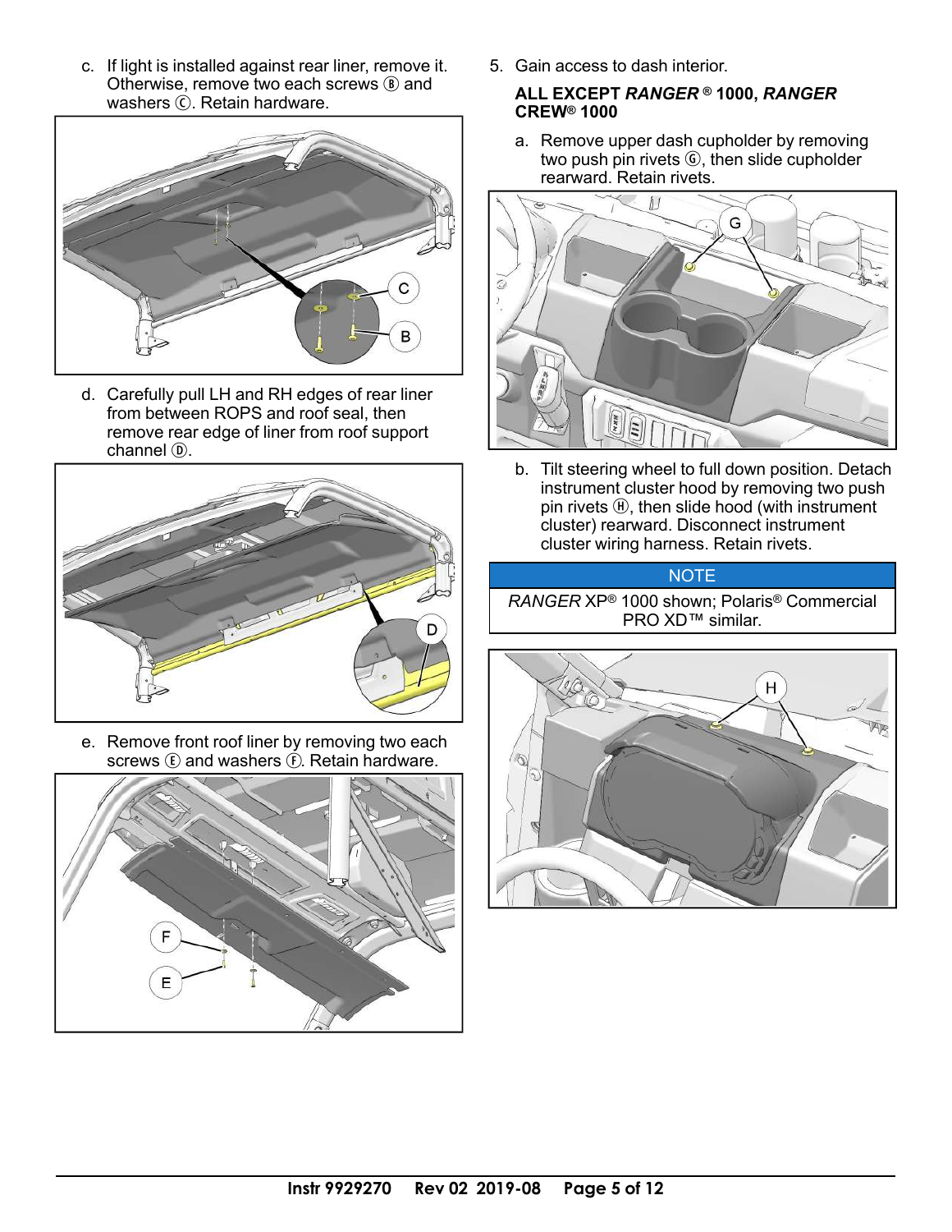c. If light is installed against rear liner, remove it. Otherwise, remove two each screws Ⓑ and washers Ⓒ. Retain hardware.

d. Carefully pull LH and RH edges of rear liner from between ROPS and roof seal, then remove rear edge of liner from roof support channel Ⓓ.

e. Remove front roof liner by removing two each screws Ⓔ and washers Ⓕ. Retain hardware.

5. Gain access to dash interior.

**ALL EXCEPT *RANGER*® 1000, *RANGER* CREW® 1000**

a. Remove upper dash cupholder by removing two push pin rivets Ⓖ, then slide cupholder rearward. Retain rivets.

b. Tilt steering wheel to full down position. Detach instrument cluster hood by removing two push pin rivets Ⓗ, then slide hood (with instrument cluster) rearward. Disconnect instrument cluster wiring harness. Retain rivets.

**NOTE**

*RANGER* XP® 1000 shown; Polaris® Commercial PRO XD™ similar.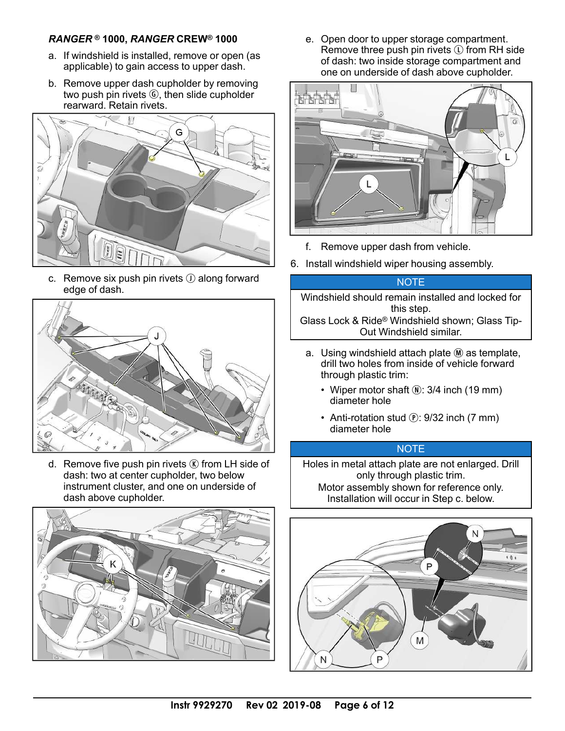***RANGER*® 1000, *RANGER* CREW® 1000**

a. If windshield is installed, remove or open (as applicable) to gain access to upper dash.

b. Remove upper dash cupholder by removing two push pin rivets Ⓖ, then slide cupholder rearward. Retain rivets.

c. Remove six push pin rivets Ⓙ along forward edge of dash.

d. Remove five push pin rivets Ⓚ from LH side of dash: two at center cupholder, two below instrument cluster, and one on underside of dash above cupholder.

e. Open door to upper storage compartment. Remove three push pin rivets Ⓛ from RH side of dash: two inside storage compartment and one on underside of dash above cupholder.

f. Remove upper dash from vehicle.

6. Install windshield wiper housing assembly.

| NOTE |
| --- |
| Windshield should remain installed and locked for this step. Glass Lock & Ride® Windshield shown; Glass Tip-Out Windshield similar. |

a. Using windshield attach plate Ⓜ as template, drill two holes from inside of vehicle forward through plastic trim:

- Wiper motor shaft Ⓝ: 3/4 inch (19 mm) diameter hole
- Anti-rotation stud Ⓟ: 9/32 inch (7 mm) diameter hole

| NOTE |
| --- |
| Holes in metal attach plate are not enlarged. Drill only through plastic trim. Motor assembly shown for reference only. Installation will occur in Step c. below. |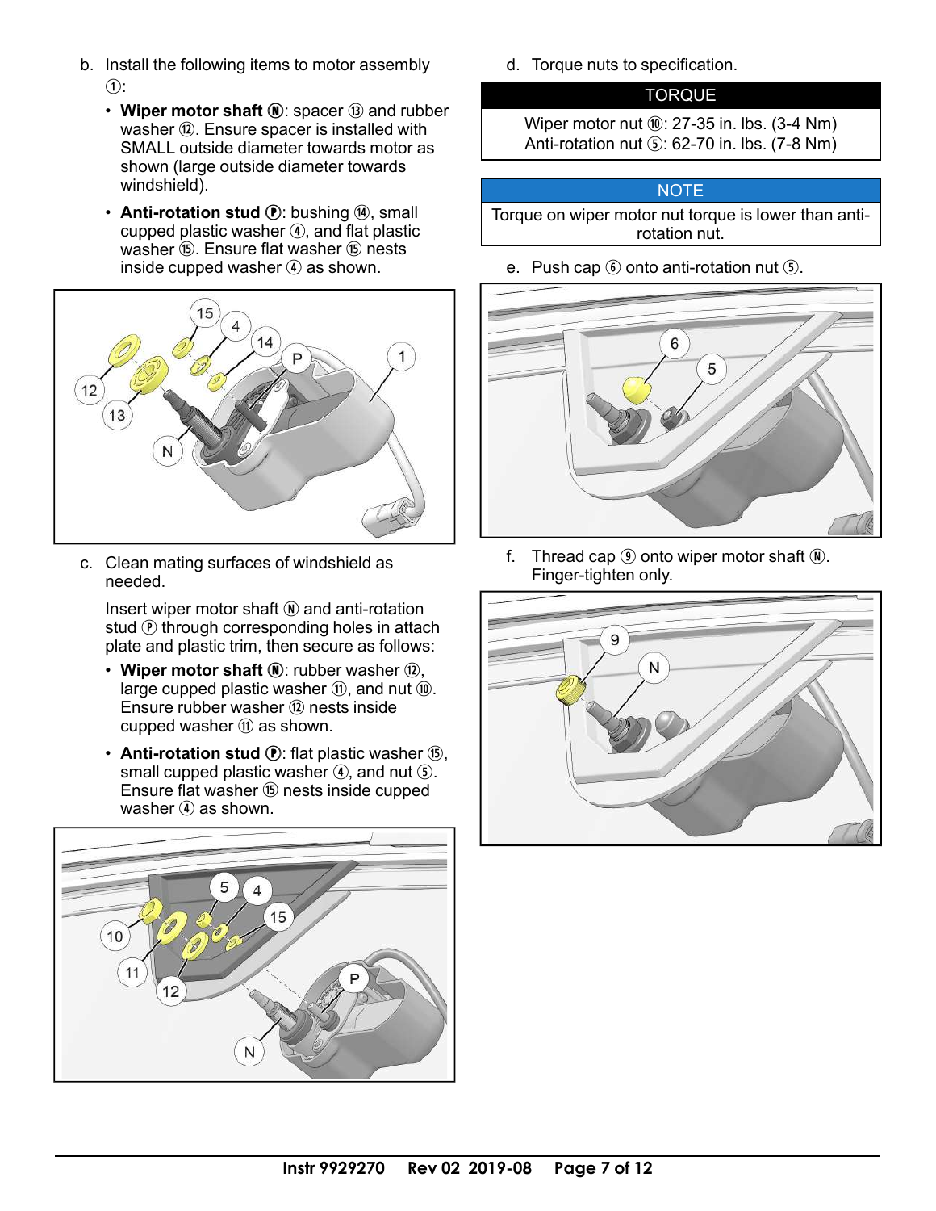b. Install the following items to motor assembly ①:

- **Wiper motor shaft Ⓝ**: spacer ⑬ and rubber washer ⑫. Ensure spacer is installed with SMALL outside diameter towards motor as shown (large outside diameter towards windshield).
- **Anti-rotation stud Ⓟ**: bushing ⑭, small cupped plastic washer ④, and flat plastic washer ⑮. Ensure flat washer ⑮ nests inside cupped washer ④ as shown.

c. Clean mating surfaces of windshield as needed.

Insert wiper motor shaft Ⓝ and anti-rotation stud Ⓟ through corresponding holes in attach plate and plastic trim, then secure as follows:

- **Wiper motor shaft Ⓝ**: rubber washer ⑫, large cupped plastic washer ⑪, and nut ⑩. Ensure rubber washer ⑫ nests inside cupped washer ⑪ as shown.
- **Anti-rotation stud Ⓟ**: flat plastic washer ⑮, small cupped plastic washer ④, and nut ⑤. Ensure flat washer ⑮ nests inside cupped washer ④ as shown.

d. Torque nuts to specification.

| TORQUE |
| --- |
| Wiper motor nut ⑩: 27-35 in. lbs. (3-4 Nm)<br>Anti-rotation nut ⑤: 62-70 in. lbs. (7-8 Nm) |

| NOTE |
| --- |
| Torque on wiper motor nut torque is lower than anti-rotation nut. |

e. Push cap ⑥ onto anti-rotation nut ⑤.

f. Thread cap ⑨ onto wiper motor shaft Ⓝ. Finger-tighten only.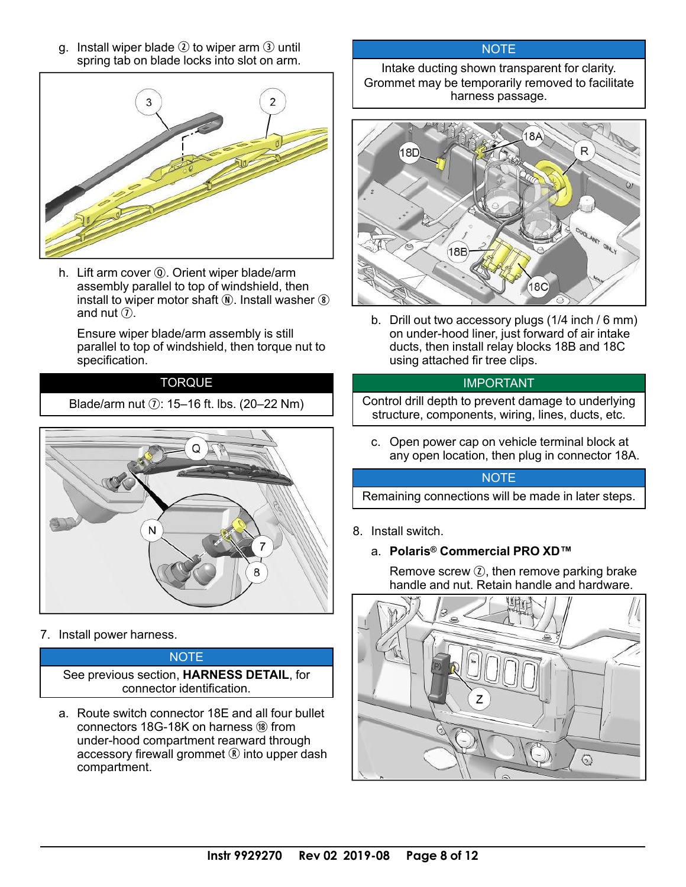g. Install wiper blade ② to wiper arm ③ until spring tab on blade locks into slot on arm.

h. Lift arm cover Ⓠ. Orient wiper blade/arm assembly parallel to top of windshield, then install to wiper motor shaft Ⓝ. Install washer ⑧ and nut ⑦.

   Ensure wiper blade/arm assembly is still parallel to top of windshield, then torque nut to specification.

| TORQUE |
| --- |
| Blade/arm nut ⑦: 15–16 ft. lbs. (20–22 Nm) |

7. Install power harness.

| NOTE |
| --- |
| See previous section, **HARNESS DETAIL**, for connector identification. |

a. Route switch connector 18E and all four bullet connectors 18G-18K on harness ⑱ from under-hood compartment rearward through accessory firewall grommet Ⓡ into upper dash compartment.

| NOTE |
| --- |
| Intake ducting shown transparent for clarity. Grommet may be temporarily removed to facilitate harness passage. |

b. Drill out two accessory plugs (1/4 inch / 6 mm) on under-hood liner, just forward of air intake ducts, then install relay blocks 18B and 18C using attached fir tree clips.

| IMPORTANT |
| --- |
| Control drill depth to prevent damage to underlying structure, components, wiring, lines, ducts, etc. |

c. Open power cap on vehicle terminal block at any open location, then plug in connector 18A.

| NOTE |
| --- |
| Remaining connections will be made in later steps. |

8. Install switch.

   a. **Polaris® Commercial PRO XD™**

      Remove screw Ⓩ, then remove parking brake handle and nut. Retain handle and hardware.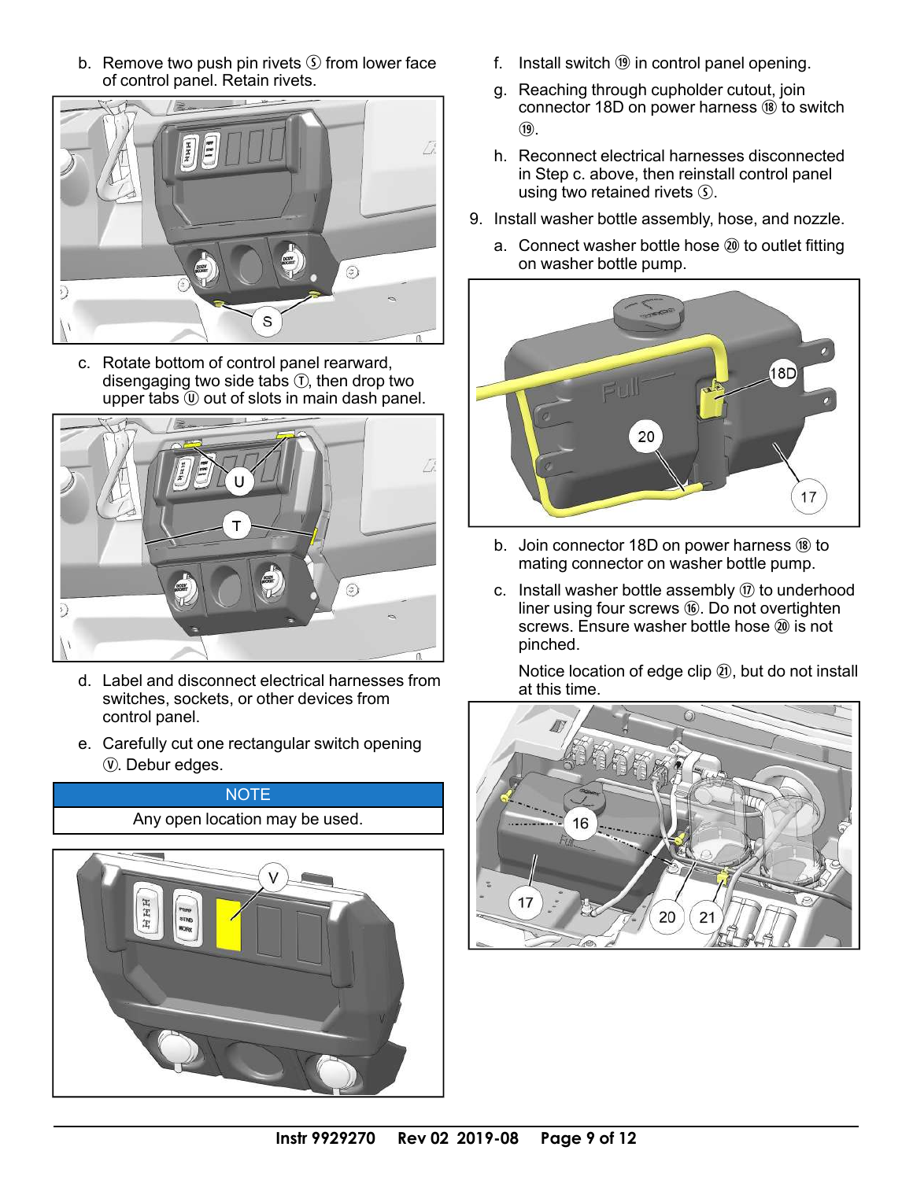b. Remove two push pin rivets Ⓢ from lower face of control panel. Retain rivets.

c. Rotate bottom of control panel rearward, disengaging two side tabs Ⓣ, then drop two upper tabs Ⓤ out of slots in main dash panel.

d. Label and disconnect electrical harnesses from switches, sockets, or other devices from control panel.

e. Carefully cut one rectangular switch opening Ⓥ. Debur edges.

| NOTE |
|---|
| Any open location may be used. |

f. Install switch ⑲ in control panel opening.

g. Reaching through cupholder cutout, join connector 18D on power harness ⑱ to switch ⑲.

h. Reconnect electrical harnesses disconnected in Step c. above, then reinstall control panel using two retained rivets Ⓢ.

9. Install washer bottle assembly, hose, and nozzle.

   a. Connect washer bottle hose ⑳ to outlet fitting on washer bottle pump.

   b. Join connector 18D on power harness ⑱ to mating connector on washer bottle pump.

   c. Install washer bottle assembly ⑰ to underhood liner using four screws ⑯. Do not overtighten screws. Ensure washer bottle hose ⑳ is not pinched.

      Notice location of edge clip ㉑, but do not install at this time.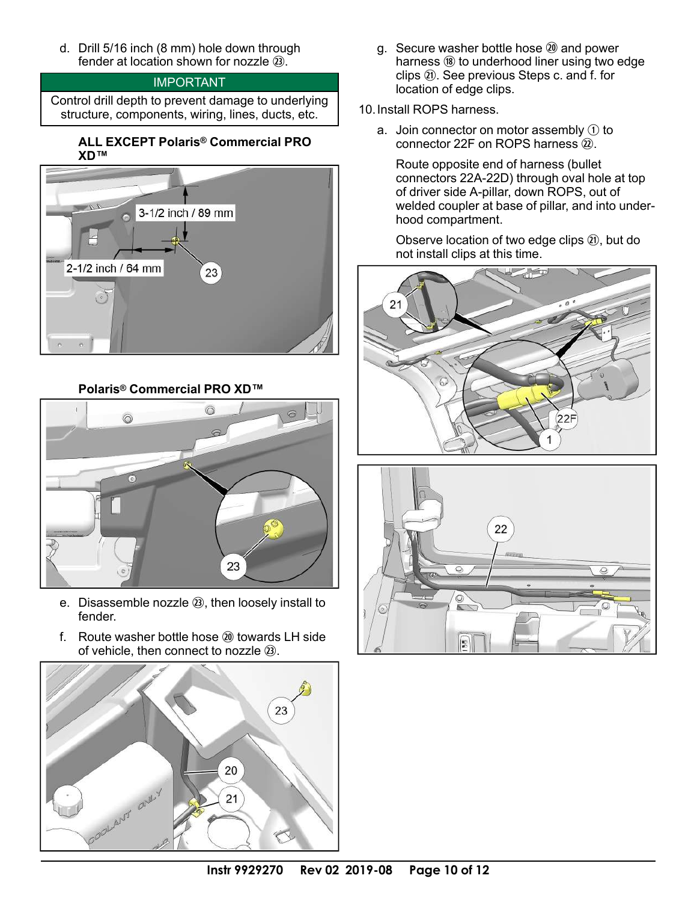d. Drill 5/16 inch (8 mm) hole down through fender at location shown for nozzle ㉓.

| IMPORTANT |
| --- |
| Control drill depth to prevent damage to underlying structure, components, wiring, lines, ducts, etc. |

**ALL EXCEPT Polaris® Commercial PRO XD™**

**Polaris® Commercial PRO XD™**

e. Disassemble nozzle ㉓, then loosely install to fender.

f. Route washer bottle hose ⑳ towards LH side of vehicle, then connect to nozzle ㉓.

g. Secure washer bottle hose ⑳ and power harness ⑱ to underhood liner using two edge clips ㉑. See previous Steps c. and f. for location of edge clips.

10. Install ROPS harness.

a. Join connector on motor assembly ① to connector 22F on ROPS harness ㉒.

Route opposite end of harness (bullet connectors 22A-22D) through oval hole at top of driver side A-pillar, down ROPS, out of welded coupler at base of pillar, and into underhood compartment.

Observe location of two edge clips ㉑, but do not install clips at this time.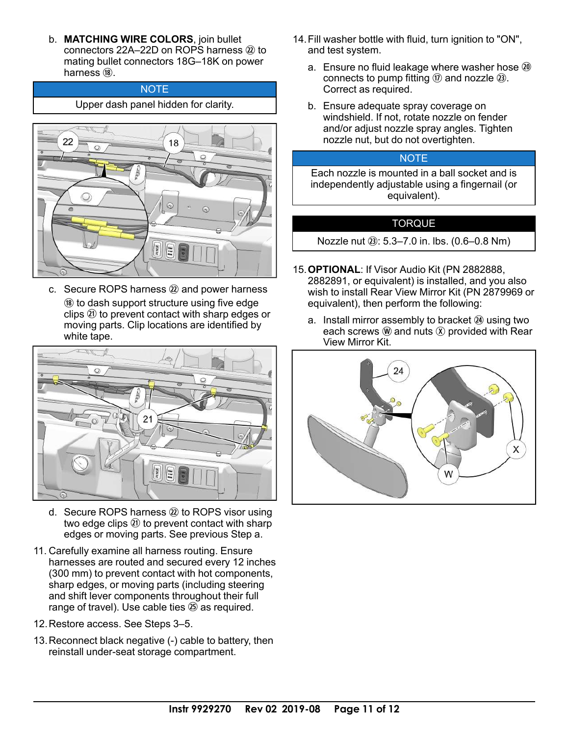b. **MATCHING WIRE COLORS**, join bullet connectors 22A–22D on ROPS harness ㉒ to mating bullet connectors 18G–18K on power harness ⑱.

| NOTE |
|---|
| Upper dash panel hidden for clarity. |

c. Secure ROPS harness ㉒ and power harness ⑱ to dash support structure using five edge clips ㉑ to prevent contact with sharp edges or moving parts. Clip locations are identified by white tape.

d. Secure ROPS harness ㉒ to ROPS visor using two edge clips ㉑ to prevent contact with sharp edges or moving parts. See previous Step a.

11. Carefully examine all harness routing. Ensure harnesses are routed and secured every 12 inches (300 mm) to prevent contact with hot components, sharp edges, or moving parts (including steering and shift lever components throughout their full range of travel). Use cable ties ㉕ as required.

12. Restore access. See Steps 3–5.

13. Reconnect black negative (-) cable to battery, then reinstall under-seat storage compartment.

14. Fill washer bottle with fluid, turn ignition to "ON", and test system.

    a. Ensure no fluid leakage where washer hose ⑳ connects to pump fitting ⑰ and nozzle ㉓. Correct as required.

    b. Ensure adequate spray coverage on windshield. If not, rotate nozzle on fender and/or adjust nozzle spray angles. Tighten nozzle nut, but do not overtighten.

| NOTE |
|---|
| Each nozzle is mounted in a ball socket and is independently adjustable using a fingernail (or equivalent). |

| TORQUE |
|---|
| Nozzle nut ㉓: 5.3–7.0 in. lbs. (0.6–0.8 Nm) |

15. **OPTIONAL**: If Visor Audio Kit (PN 2882888, 2882891, or equivalent) is installed, and you also wish to install Rear View Mirror Kit (PN 2879969 or equivalent), then perform the following:

    a. Install mirror assembly to bracket ㉔ using two each screws Ⓦ and nuts Ⓧ provided with Rear View Mirror Kit.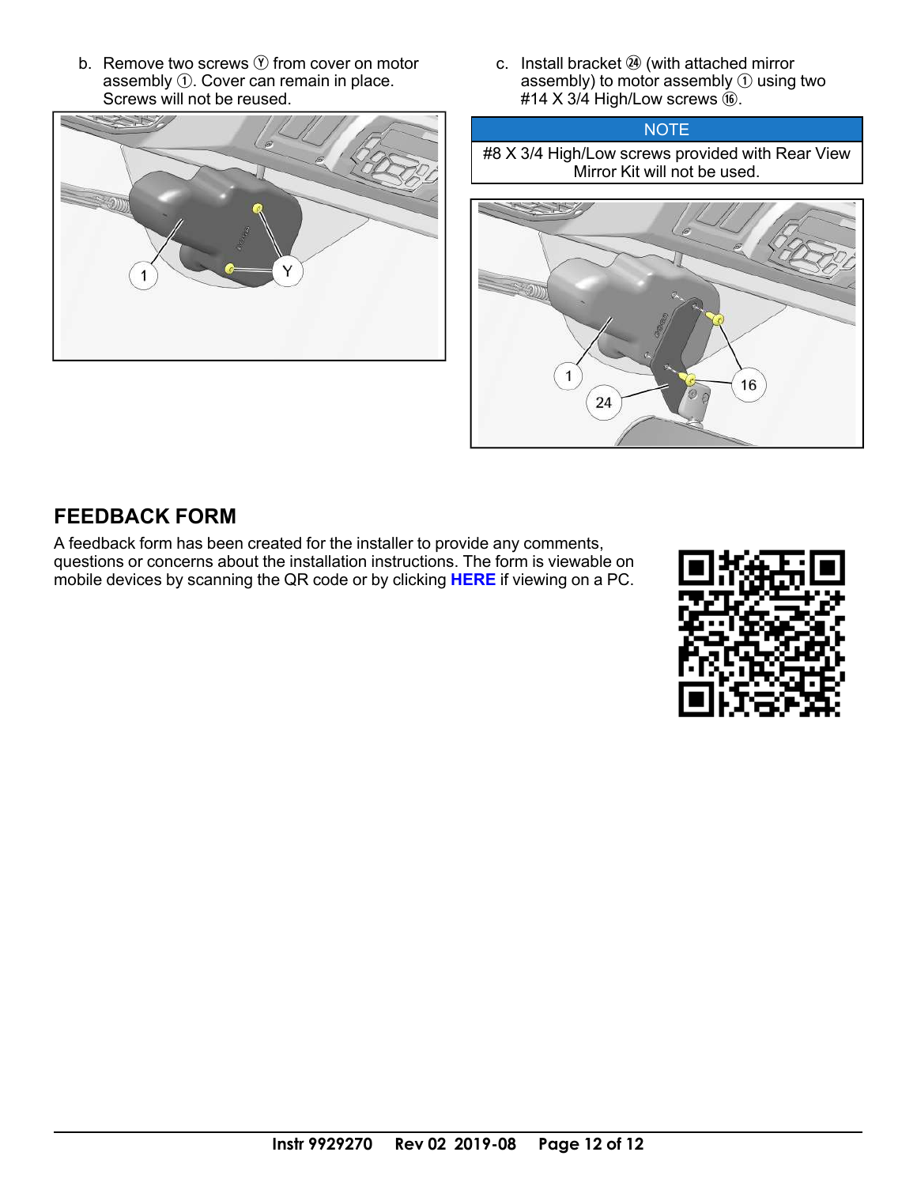b. Remove two screws Ⓨ from cover on motor assembly ①. Cover can remain in place. Screws will not be reused.

1

Y

c. Install bracket ㉔ (with attached mirror assembly) to motor assembly ① using two #14 X 3/4 High/Low screws ⑯.

| NOTE |
| --- |
| #8 X 3/4 High/Low screws provided with Rear View Mirror Kit will not be used. |

1

16

24

## FEEDBACK FORM

A feedback form has been created for the installer to provide any comments, questions or concerns about the installation instructions. The form is viewable on mobile devices by scanning the QR code or by clicking **HERE** if viewing on a PC.

Instr 9929270 Rev 02 2019-08